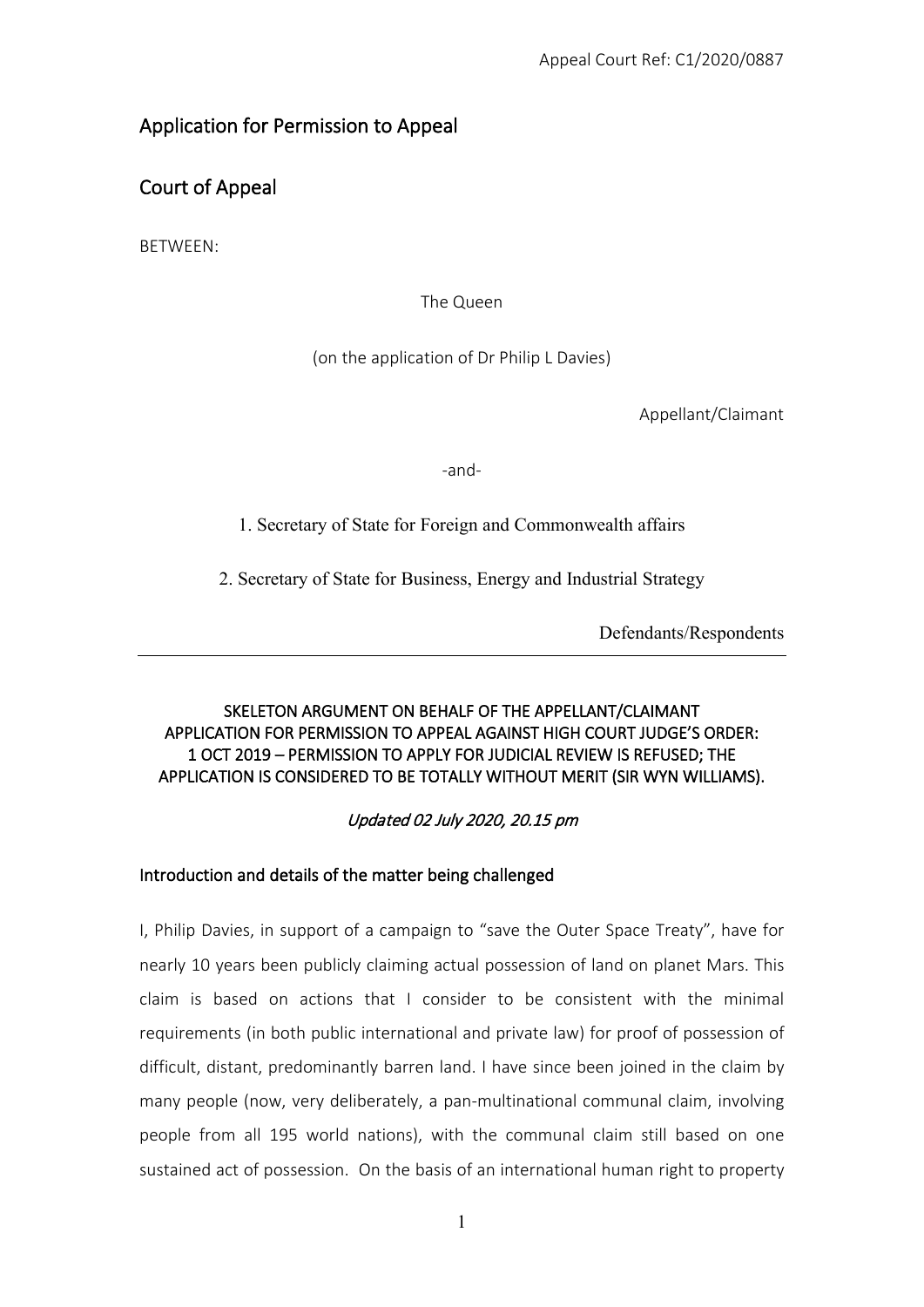Appeal Court Ref: C1/2020/0887

## Application for Permission to Appeal

## Court of Appeal

BETWEEN:

The Queen

(on the application of Dr Philip L Davies)

Appellant/Claimant

-and-

1. Secretary of State for Foreign and Commonwealth affairs

2. Secretary of State for Business, Energy and Industrial Strategy

Defendants/Respondents

---

**SKELETON ARGUMENT ON BEHALF OF THE APPELLANT/CLAIMANT APPLICATION FOR PERMISSION TO APPEAL AGAINST HIGH COURT JUDGE'S ORDER: 1 OCT 2019 – PERMISSION TO APPLY FOR JUDICIAL REVIEW IS REFUSED; THE APPLICATION IS CONSIDERED TO BE TOTALLY WITHOUT MERIT (SIR WYN WILLIAMS).**

*Updated 02 July 2020, 20.15 pm*

### Introduction and details of the matter being challenged

I, Philip Davies, in support of a campaign to "save the Outer Space Treaty", have for nearly 10 years been publicly claiming actual possession of land on planet Mars. This claim is based on actions that I consider to be consistent with the minimal requirements (in both public international and private law) for proof of possession of difficult, distant, predominantly barren land. I have since been joined in the claim by many people (now, very deliberately, a pan-multinational communal claim, involving people from all 195 world nations), with the communal claim still based on one sustained act of possession. On the basis of an international human right to property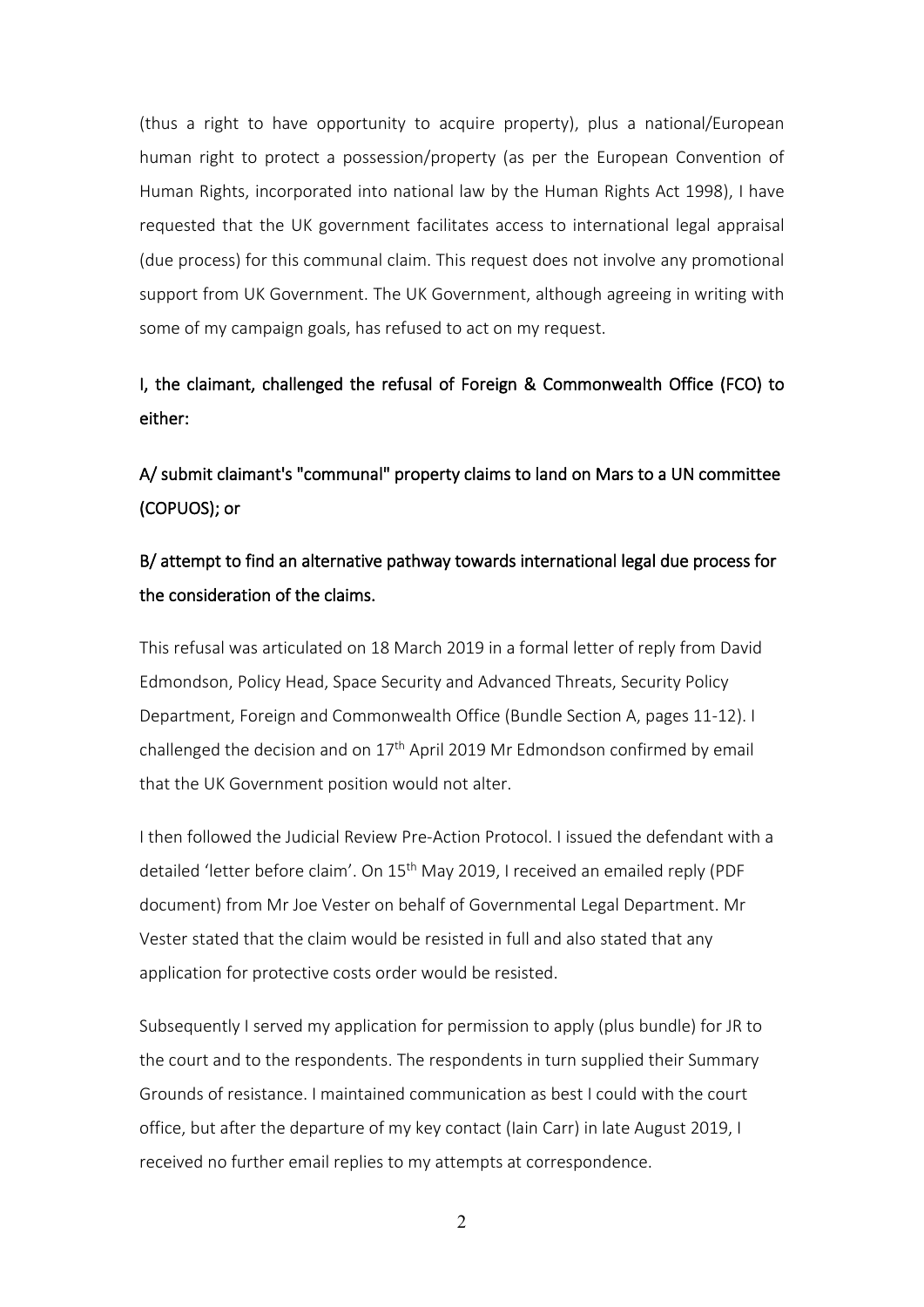(thus a right to have opportunity to acquire property), plus a national/European human right to protect a possession/property (as per the European Convention of Human Rights, incorporated into national law by the Human Rights Act 1998), I have requested that the UK government facilitates access to international legal appraisal (due process) for this communal claim. This request does not involve any promotional support from UK Government. The UK Government, although agreeing in writing with some of my campaign goals, has refused to act on my request.

**I, the claimant, challenged the refusal of Foreign & Commonwealth Office (FCO) to either:**

**A/ submit claimant's "communal" property claims to land on Mars to a UN committee (COPUOS); or**

**B/ attempt to find an alternative pathway towards international legal due process for the consideration of the claims.**

This refusal was articulated on 18 March 2019 in a formal letter of reply from David Edmondson, Policy Head, Space Security and Advanced Threats, Security Policy Department, Foreign and Commonwealth Office (Bundle Section A, pages 11-12). I challenged the decision and on 17th April 2019 Mr Edmondson confirmed by email that the UK Government position would not alter.

I then followed the Judicial Review Pre-Action Protocol. I issued the defendant with a detailed 'letter before claim'. On 15th May 2019, I received an emailed reply (PDF document) from Mr Joe Vester on behalf of Governmental Legal Department. Mr Vester stated that the claim would be resisted in full and also stated that any application for protective costs order would be resisted.

Subsequently I served my application for permission to apply (plus bundle) for JR to the court and to the respondents. The respondents in turn supplied their Summary Grounds of resistance. I maintained communication as best I could with the court office, but after the departure of my key contact (Iain Carr) in late August 2019, I received no further email replies to my attempts at correspondence.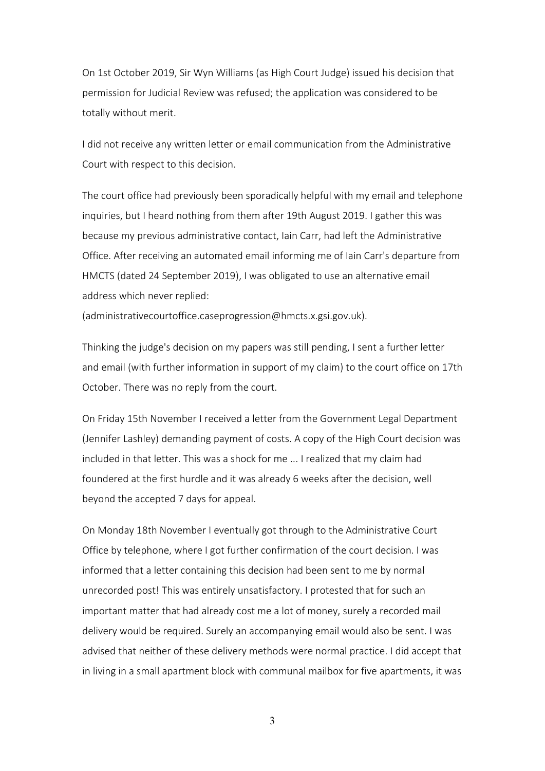On 1st October 2019, Sir Wyn Williams (as High Court Judge) issued his decision that permission for Judicial Review was refused; the application was considered to be totally without merit.

I did not receive any written letter or email communication from the Administrative Court with respect to this decision.

The court office had previously been sporadically helpful with my email and telephone inquiries, but I heard nothing from them after 19th August 2019. I gather this was because my previous administrative contact, Iain Carr, had left the Administrative Office. After receiving an automated email informing me of Iain Carr's departure from HMCTS (dated 24 September 2019), I was obligated to use an alternative email address which never replied:
(administrativecourtoffice.caseprogression@hmcts.x.gsi.gov.uk).

Thinking the judge's decision on my papers was still pending, I sent a further letter and email (with further information in support of my claim) to the court office on 17th October. There was no reply from the court.

On Friday 15th November I received a letter from the Government Legal Department (Jennifer Lashley) demanding payment of costs. A copy of the High Court decision was included in that letter. This was a shock for me ... I realized that my claim had foundered at the first hurdle and it was already 6 weeks after the decision, well beyond the accepted 7 days for appeal.

On Monday 18th November I eventually got through to the Administrative Court Office by telephone, where I got further confirmation of the court decision. I was informed that a letter containing this decision had been sent to me by normal unrecorded post! This was entirely unsatisfactory. I protested that for such an important matter that had already cost me a lot of money, surely a recorded mail delivery would be required. Surely an accompanying email would also be sent. I was advised that neither of these delivery methods were normal practice. I did accept that in living in a small apartment block with communal mailbox for five apartments, it was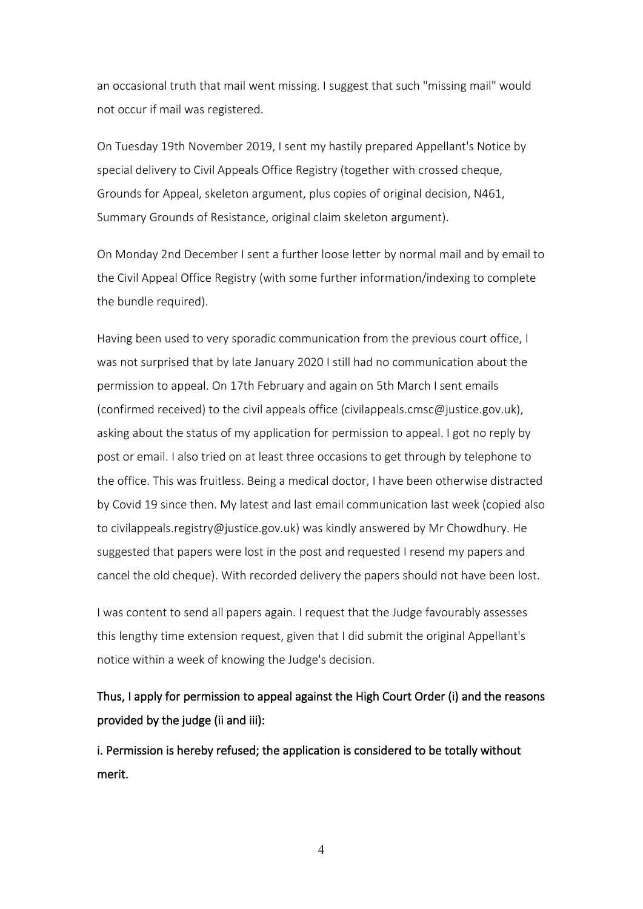an occasional truth that mail went missing. I suggest that such "missing mail" would not occur if mail was registered.

On Tuesday 19th November 2019, I sent my hastily prepared Appellant's Notice by special delivery to Civil Appeals Office Registry (together with crossed cheque, Grounds for Appeal, skeleton argument, plus copies of original decision, N461, Summary Grounds of Resistance, original claim skeleton argument).

On Monday 2nd December I sent a further loose letter by normal mail and by email to the Civil Appeal Office Registry (with some further information/indexing to complete the bundle required).

Having been used to very sporadic communication from the previous court office, I was not surprised that by late January 2020 I still had no communication about the permission to appeal. On 17th February and again on 5th March I sent emails (confirmed received) to the civil appeals office (civilappeals.cmsc@justice.gov.uk), asking about the status of my application for permission to appeal. I got no reply by post or email. I also tried on at least three occasions to get through by telephone to the office. This was fruitless. Being a medical doctor, I have been otherwise distracted by Covid 19 since then. My latest and last email communication last week (copied also to civilappeals.registry@justice.gov.uk) was kindly answered by Mr Chowdhury. He suggested that papers were lost in the post and requested I resend my papers and cancel the old cheque). With recorded delivery the papers should not have been lost.

I was content to send all papers again. I request that the Judge favourably assesses this lengthy time extension request, given that I did submit the original Appellant's notice within a week of knowing the Judge's decision.

**Thus, I apply for permission to appeal against the High Court Order (i) and the reasons provided by the judge (ii and iii):**

**i. Permission is hereby refused; the application is considered to be totally without merit.**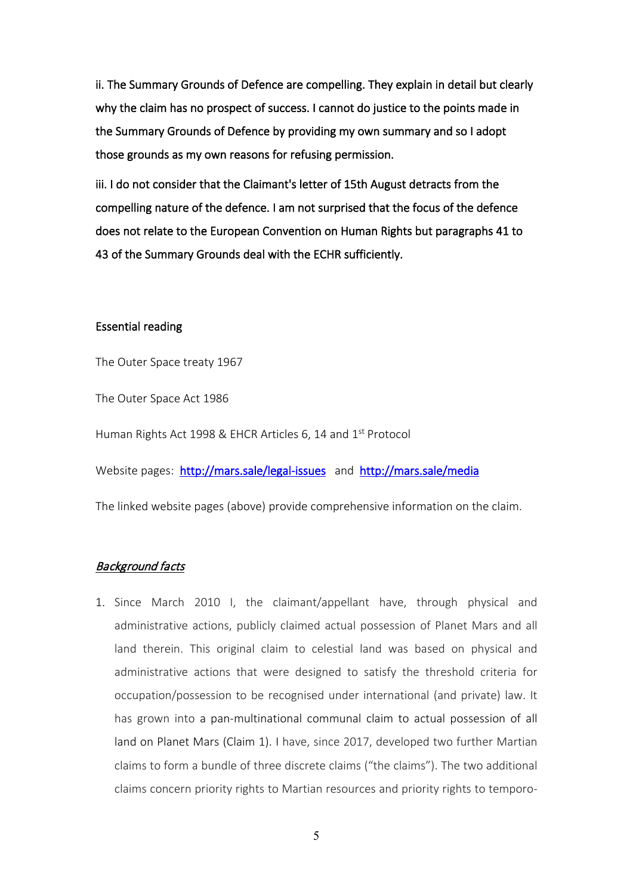ii. The Summary Grounds of Defence are compelling. They explain in detail but clearly why the claim has no prospect of success. I cannot do justice to the points made in the Summary Grounds of Defence by providing my own summary and so I adopt those grounds as my own reasons for refusing permission.

iii. I do not consider that the Claimant's letter of 15th August detracts from the compelling nature of the defence. I am not surprised that the focus of the defence does not relate to the European Convention on Human Rights but paragraphs 41 to 43 of the Summary Grounds deal with the ECHR sufficiently.

Essential reading

The Outer Space treaty 1967

The Outer Space Act 1986

Human Rights Act 1998 & EHCR Articles 6, 14 and 1st Protocol

Website pages: [http://mars.sale/legal-issues](http://mars.sale/legal-issues) and [http://mars.sale/media](http://mars.sale/media)

The linked website pages (above) provide comprehensive information on the claim.

*__Background facts__*

1. Since March 2010 I, the claimant/appellant have, through physical and administrative actions, publicly claimed actual possession of Planet Mars and all land therein. This original claim to celestial land was based on physical and administrative actions that were designed to satisfy the threshold criteria for occupation/possession to be recognised under international (and private) law. It has grown into a pan-multinational communal claim to actual possession of all land on Planet Mars (Claim 1). I have, since 2017, developed two further Martian claims to form a bundle of three discrete claims ("the claims"). The two additional claims concern priority rights to Martian resources and priority rights to temporo-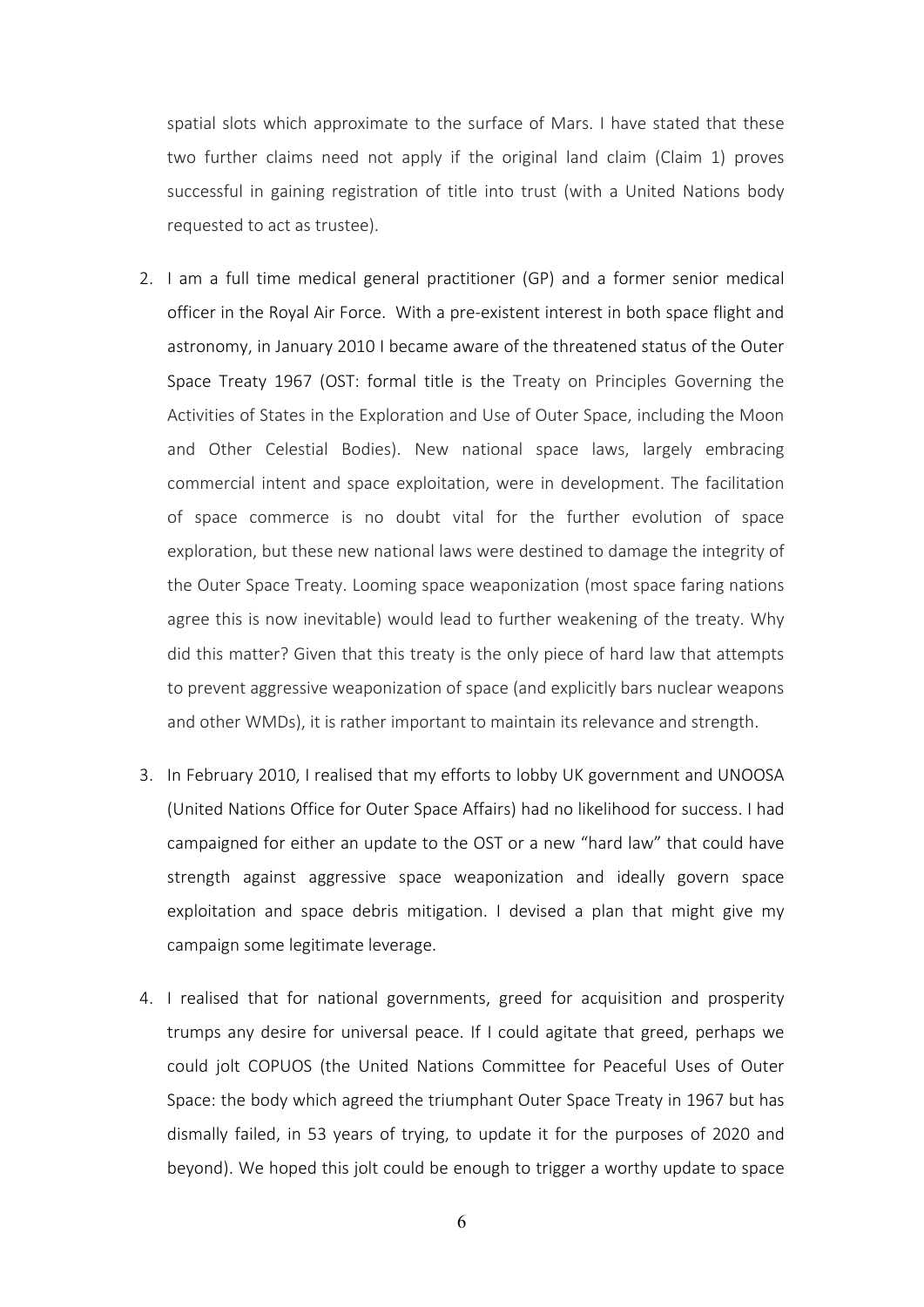spatial slots which approximate to the surface of Mars. I have stated that these two further claims need not apply if the original land claim (Claim 1) proves successful in gaining registration of title into trust (with a United Nations body requested to act as trustee).

2. I am a full time medical general practitioner (GP) and a former senior medical officer in the Royal Air Force. With a pre-existent interest in both space flight and astronomy, in January 2010 I became aware of the threatened status of the Outer Space Treaty 1967 (OST: formal title is the Treaty on Principles Governing the Activities of States in the Exploration and Use of Outer Space, including the Moon and Other Celestial Bodies). New national space laws, largely embracing commercial intent and space exploitation, were in development. The facilitation of space commerce is no doubt vital for the further evolution of space exploration, but these new national laws were destined to damage the integrity of the Outer Space Treaty. Looming space weaponization (most space faring nations agree this is now inevitable) would lead to further weakening of the treaty. Why did this matter? Given that this treaty is the only piece of hard law that attempts to prevent aggressive weaponization of space (and explicitly bars nuclear weapons and other WMDs), it is rather important to maintain its relevance and strength.

3. In February 2010, I realised that my efforts to lobby UK government and UNOOSA (United Nations Office for Outer Space Affairs) had no likelihood for success. I had campaigned for either an update to the OST or a new "hard law" that could have strength against aggressive space weaponization and ideally govern space exploitation and space debris mitigation. I devised a plan that might give my campaign some legitimate leverage.

4. I realised that for national governments, greed for acquisition and prosperity trumps any desire for universal peace. If I could agitate that greed, perhaps we could jolt COPUOS (the United Nations Committee for Peaceful Uses of Outer Space: the body which agreed the triumphant Outer Space Treaty in 1967 but has dismally failed, in 53 years of trying, to update it for the purposes of 2020 and beyond). We hoped this jolt could be enough to trigger a worthy update to space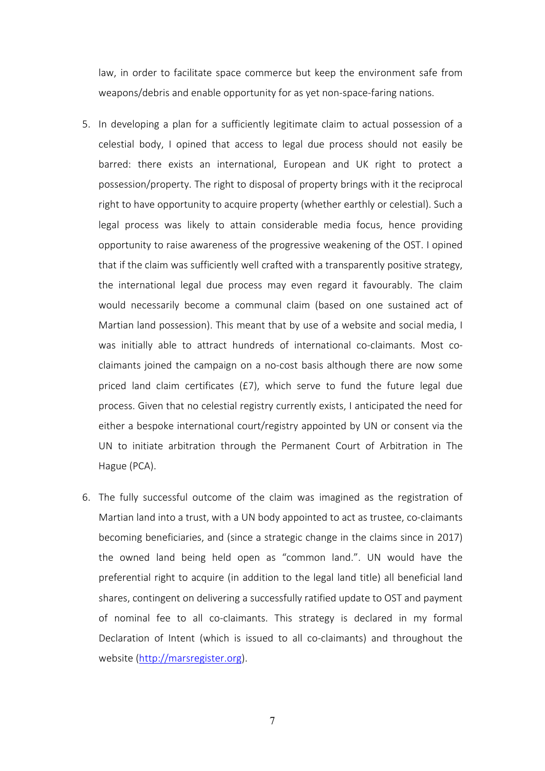law, in order to facilitate space commerce but keep the environment safe from weapons/debris and enable opportunity for as yet non-space-faring nations.

5. In developing a plan for a sufficiently legitimate claim to actual possession of a celestial body, I opined that access to legal due process should not easily be barred: there exists an international, European and UK right to protect a possession/property. The right to disposal of property brings with it the reciprocal right to have opportunity to acquire property (whether earthly or celestial). Such a legal process was likely to attain considerable media focus, hence providing opportunity to raise awareness of the progressive weakening of the OST. I opined that if the claim was sufficiently well crafted with a transparently positive strategy, the international legal due process may even regard it favourably. The claim would necessarily become a communal claim (based on one sustained act of Martian land possession). This meant that by use of a website and social media, I was initially able to attract hundreds of international co-claimants. Most co-claimants joined the campaign on a no-cost basis although there are now some priced land claim certificates (£7), which serve to fund the future legal due process. Given that no celestial registry currently exists, I anticipated the need for either a bespoke international court/registry appointed by UN or consent via the UN to initiate arbitration through the Permanent Court of Arbitration in The Hague (PCA).

6. The fully successful outcome of the claim was imagined as the registration of Martian land into a trust, with a UN body appointed to act as trustee, co-claimants becoming beneficiaries, and (since a strategic change in the claims since in 2017) the owned land being held open as "common land.". UN would have the preferential right to acquire (in addition to the legal land title) all beneficial land shares, contingent on delivering a successfully ratified update to OST and payment of nominal fee to all co-claimants. This strategy is declared in my formal Declaration of Intent (which is issued to all co-claimants) and throughout the website (http://marsregister.org).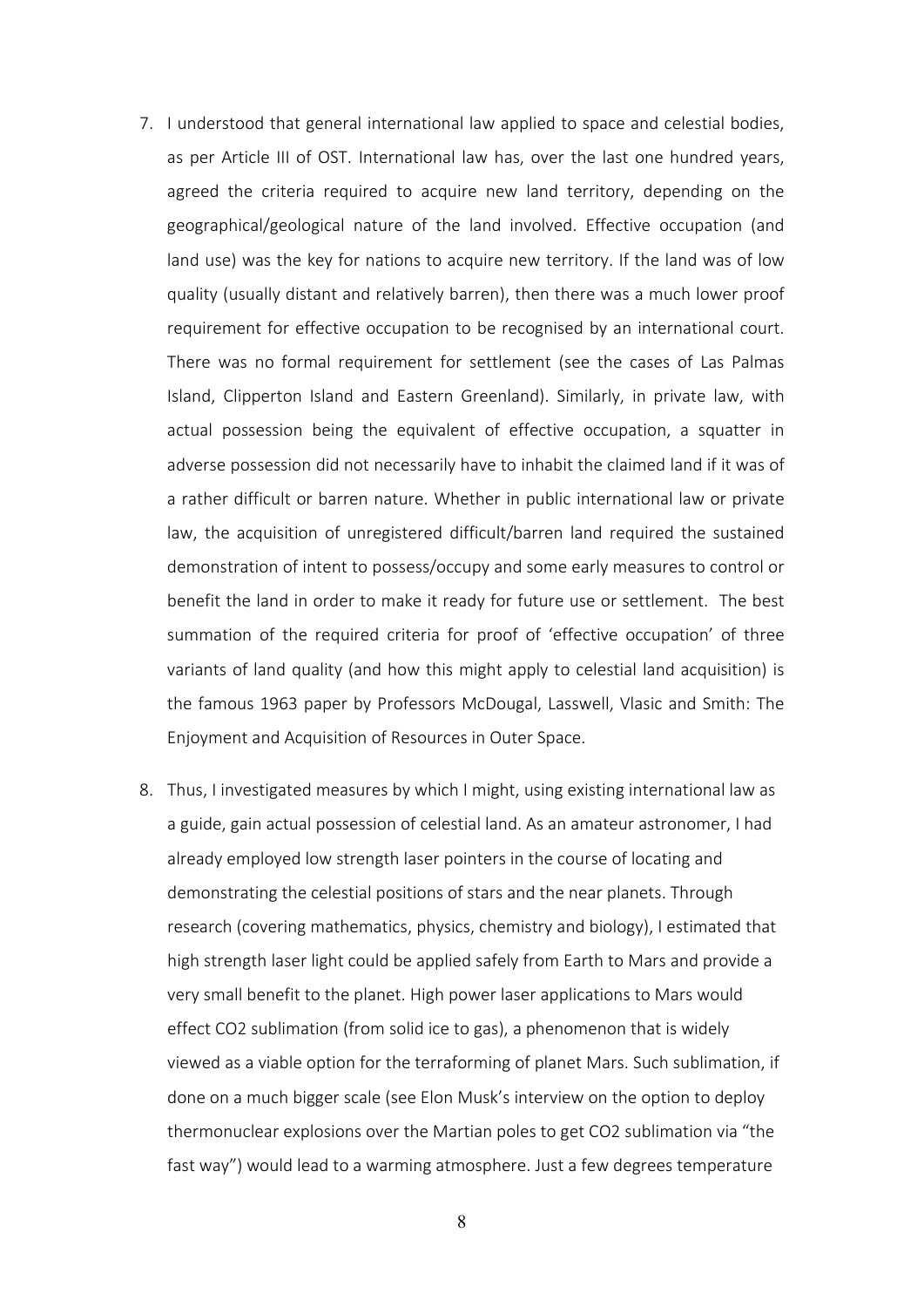7. I understood that general international law applied to space and celestial bodies, as per Article III of OST. International law has, over the last one hundred years, agreed the criteria required to acquire new land territory, depending on the geographical/geological nature of the land involved. Effective occupation (and land use) was the key for nations to acquire new territory. If the land was of low quality (usually distant and relatively barren), then there was a much lower proof requirement for effective occupation to be recognised by an international court. There was no formal requirement for settlement (see the cases of Las Palmas Island, Clipperton Island and Eastern Greenland). Similarly, in private law, with actual possession being the equivalent of effective occupation, a squatter in adverse possession did not necessarily have to inhabit the claimed land if it was of a rather difficult or barren nature. Whether in public international law or private law, the acquisition of unregistered difficult/barren land required the sustained demonstration of intent to possess/occupy and some early measures to control or benefit the land in order to make it ready for future use or settlement. The best summation of the required criteria for proof of 'effective occupation' of three variants of land quality (and how this might apply to celestial land acquisition) is the famous 1963 paper by Professors McDougal, Lasswell, Vlasic and Smith: The Enjoyment and Acquisition of Resources in Outer Space.

8. Thus, I investigated measures by which I might, using existing international law as a guide, gain actual possession of celestial land. As an amateur astronomer, I had already employed low strength laser pointers in the course of locating and demonstrating the celestial positions of stars and the near planets. Through research (covering mathematics, physics, chemistry and biology), I estimated that high strength laser light could be applied safely from Earth to Mars and provide a very small benefit to the planet. High power laser applications to Mars would effect $CO_2$ sublimation (from solid ice to gas), a phenomenon that is widely viewed as a viable option for the terraforming of planet Mars. Such sublimation, if done on a much bigger scale (see Elon Musk's interview on the option to deploy thermonuclear explosions over the Martian poles to get $CO_2$ sublimation via "the fast way") would lead to a warming atmosphere. Just a few degrees temperature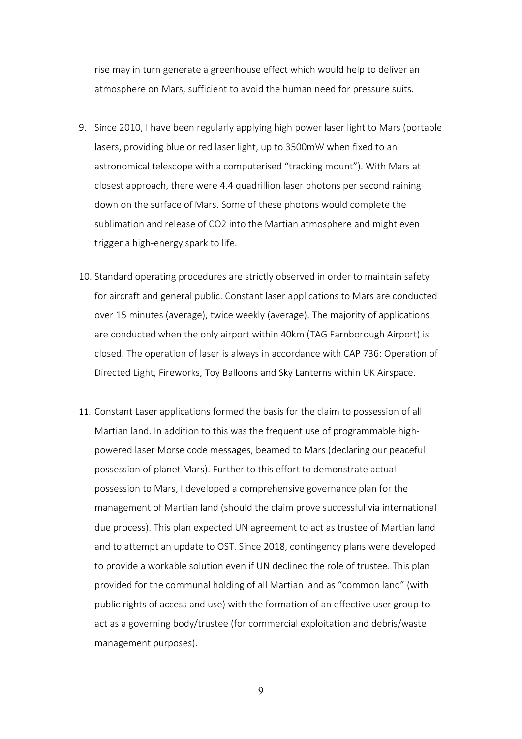rise may in turn generate a greenhouse effect which would help to deliver an atmosphere on Mars, sufficient to avoid the human need for pressure suits.

9. Since 2010, I have been regularly applying high power laser light to Mars (portable lasers, providing blue or red laser light, up to 3500mW when fixed to an astronomical telescope with a computerised "tracking mount"). With Mars at closest approach, there were 4.4 quadrillion laser photons per second raining down on the surface of Mars. Some of these photons would complete the sublimation and release of $CO_2$ into the Martian atmosphere and might even trigger a high-energy spark to life.

10. Standard operating procedures are strictly observed in order to maintain safety for aircraft and general public. Constant laser applications to Mars are conducted over 15 minutes (average), twice weekly (average). The majority of applications are conducted when the only airport within 40km (TAG Farnborough Airport) is closed. The operation of laser is always in accordance with CAP 736: Operation of Directed Light, Fireworks, Toy Balloons and Sky Lanterns within UK Airspace.

11. Constant Laser applications formed the basis for the claim to possession of all Martian land. In addition to this was the frequent use of programmable high-powered laser Morse code messages, beamed to Mars (declaring our peaceful possession of planet Mars). Further to this effort to demonstrate actual possession to Mars, I developed a comprehensive governance plan for the management of Martian land (should the claim prove successful via international due process). This plan expected UN agreement to act as trustee of Martian land and to attempt an update to OST. Since 2018, contingency plans were developed to provide a workable solution even if UN declined the role of trustee. This plan provided for the communal holding of all Martian land as "common land" (with public rights of access and use) with the formation of an effective user group to act as a governing body/trustee (for commercial exploitation and debris/waste management purposes).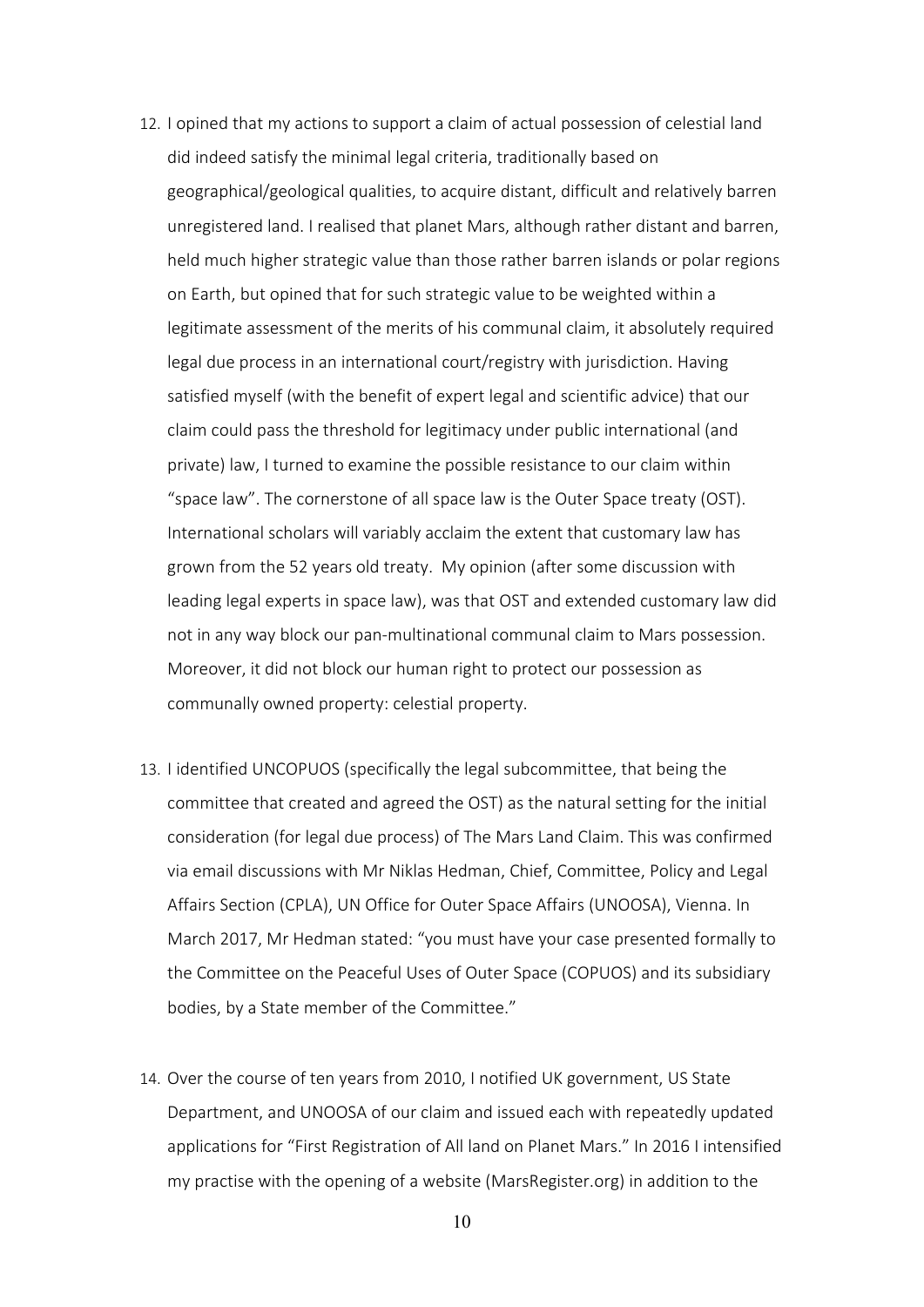12. I opined that my actions to support a claim of actual possession of celestial land did indeed satisfy the minimal legal criteria, traditionally based on geographical/geological qualities, to acquire distant, difficult and relatively barren unregistered land. I realised that planet Mars, although rather distant and barren, held much higher strategic value than those rather barren islands or polar regions on Earth, but opined that for such strategic value to be weighted within a legitimate assessment of the merits of his communal claim, it absolutely required legal due process in an international court/registry with jurisdiction. Having satisfied myself (with the benefit of expert legal and scientific advice) that our claim could pass the threshold for legitimacy under public international (and private) law, I turned to examine the possible resistance to our claim within "space law". The cornerstone of all space law is the Outer Space treaty (OST). International scholars will variably acclaim the extent that customary law has grown from the 52 years old treaty. My opinion (after some discussion with leading legal experts in space law), was that OST and extended customary law did not in any way block our pan-multinational communal claim to Mars possession. Moreover, it did not block our human right to protect our possession as communally owned property: celestial property.

13. I identified UNCOPUOS (specifically the legal subcommittee, that being the committee that created and agreed the OST) as the natural setting for the initial consideration (for legal due process) of The Mars Land Claim. This was confirmed via email discussions with Mr Niklas Hedman, Chief, Committee, Policy and Legal Affairs Section (CPLA), UN Office for Outer Space Affairs (UNOOSA), Vienna. In March 2017, Mr Hedman stated: "you must have your case presented formally to the Committee on the Peaceful Uses of Outer Space (COPUOS) and its subsidiary bodies, by a State member of the Committee."

14. Over the course of ten years from 2010, I notified UK government, US State Department, and UNOOSA of our claim and issued each with repeatedly updated applications for "First Registration of All land on Planet Mars." In 2016 I intensified my practise with the opening of a website (MarsRegister.org) in addition to the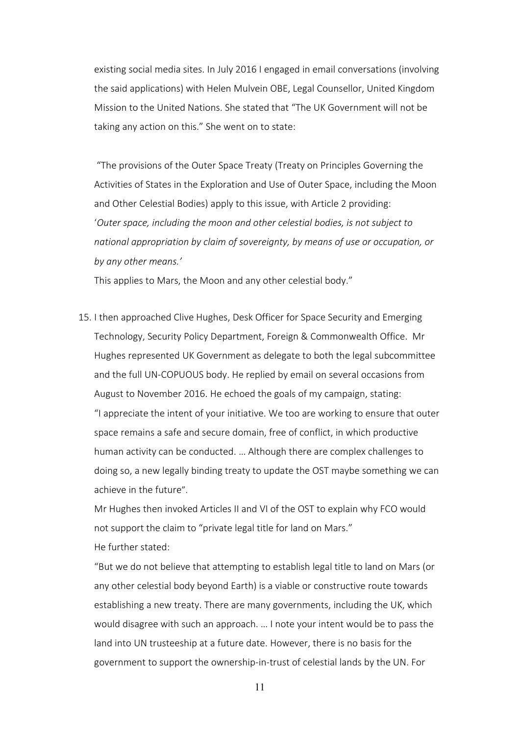existing social media sites. In July 2016 I engaged in email conversations (involving the said applications) with Helen Mulvein OBE, Legal Counsellor, United Kingdom Mission to the United Nations. She stated that "The UK Government will not be taking any action on this." She went on to state:

"The provisions of the Outer Space Treaty (Treaty on Principles Governing the Activities of States in the Exploration and Use of Outer Space, including the Moon and Other Celestial Bodies) apply to this issue, with Article 2 providing: '*Outer space, including the moon and other celestial bodies, is not subject to national appropriation by claim of sovereignty, by means of use or occupation, or by any other means.'*
This applies to Mars, the Moon and any other celestial body."

15. I then approached Clive Hughes, Desk Officer for Space Security and Emerging Technology, Security Policy Department, Foreign & Commonwealth Office. Mr Hughes represented UK Government as delegate to both the legal subcommittee and the full UN-COPUOUS body. He replied by email on several occasions from August to November 2016. He echoed the goals of my campaign, stating:
"I appreciate the intent of your initiative. We too are working to ensure that outer space remains a safe and secure domain, free of conflict, in which productive human activity can be conducted. … Although there are complex challenges to doing so, a new legally binding treaty to update the OST maybe something we can achieve in the future".
Mr Hughes then invoked Articles II and VI of the OST to explain why FCO would not support the claim to "private legal title for land on Mars."
He further stated:
"But we do not believe that attempting to establish legal title to land on Mars (or any other celestial body beyond Earth) is a viable or constructive route towards establishing a new treaty. There are many governments, including the UK, which would disagree with such an approach. … I note your intent would be to pass the land into UN trusteeship at a future date. However, there is no basis for the government to support the ownership-in-trust of celestial lands by the UN. For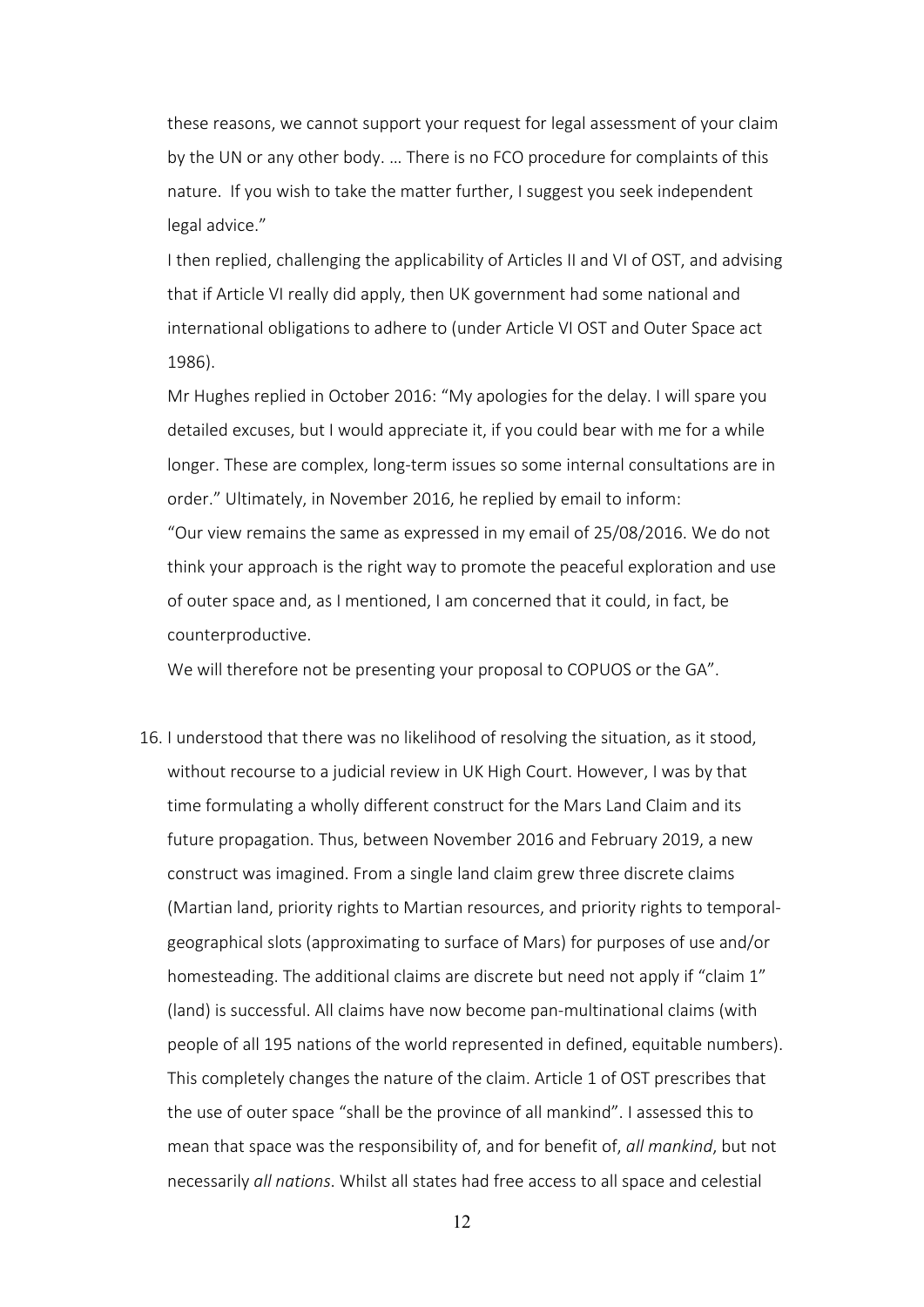these reasons, we cannot support your request for legal assessment of your claim by the UN or any other body. … There is no FCO procedure for complaints of this nature. If you wish to take the matter further, I suggest you seek independent legal advice."

I then replied, challenging the applicability of Articles II and VI of OST, and advising that if Article VI really did apply, then UK government had some national and international obligations to adhere to (under Article VI OST and Outer Space act 1986).

Mr Hughes replied in October 2016: "My apologies for the delay. I will spare you detailed excuses, but I would appreciate it, if you could bear with me for a while longer. These are complex, long-term issues so some internal consultations are in order." Ultimately, in November 2016, he replied by email to inform:

"Our view remains the same as expressed in my email of 25/08/2016. We do not think your approach is the right way to promote the peaceful exploration and use of outer space and, as I mentioned, I am concerned that it could, in fact, be counterproductive.

We will therefore not be presenting your proposal to COPUOS or the GA".

16. I understood that there was no likelihood of resolving the situation, as it stood, without recourse to a judicial review in UK High Court. However, I was by that time formulating a wholly different construct for the Mars Land Claim and its future propagation. Thus, between November 2016 and February 2019, a new construct was imagined. From a single land claim grew three discrete claims (Martian land, priority rights to Martian resources, and priority rights to temporal-geographical slots (approximating to surface of Mars) for purposes of use and/or homesteading. The additional claims are discrete but need not apply if "claim 1" (land) is successful. All claims have now become pan-multinational claims (with people of all 195 nations of the world represented in defined, equitable numbers). This completely changes the nature of the claim. Article 1 of OST prescribes that the use of outer space "shall be the province of all mankind". I assessed this to mean that space was the responsibility of, and for benefit of, *all mankind*, but not necessarily *all nations*. Whilst all states had free access to all space and celestial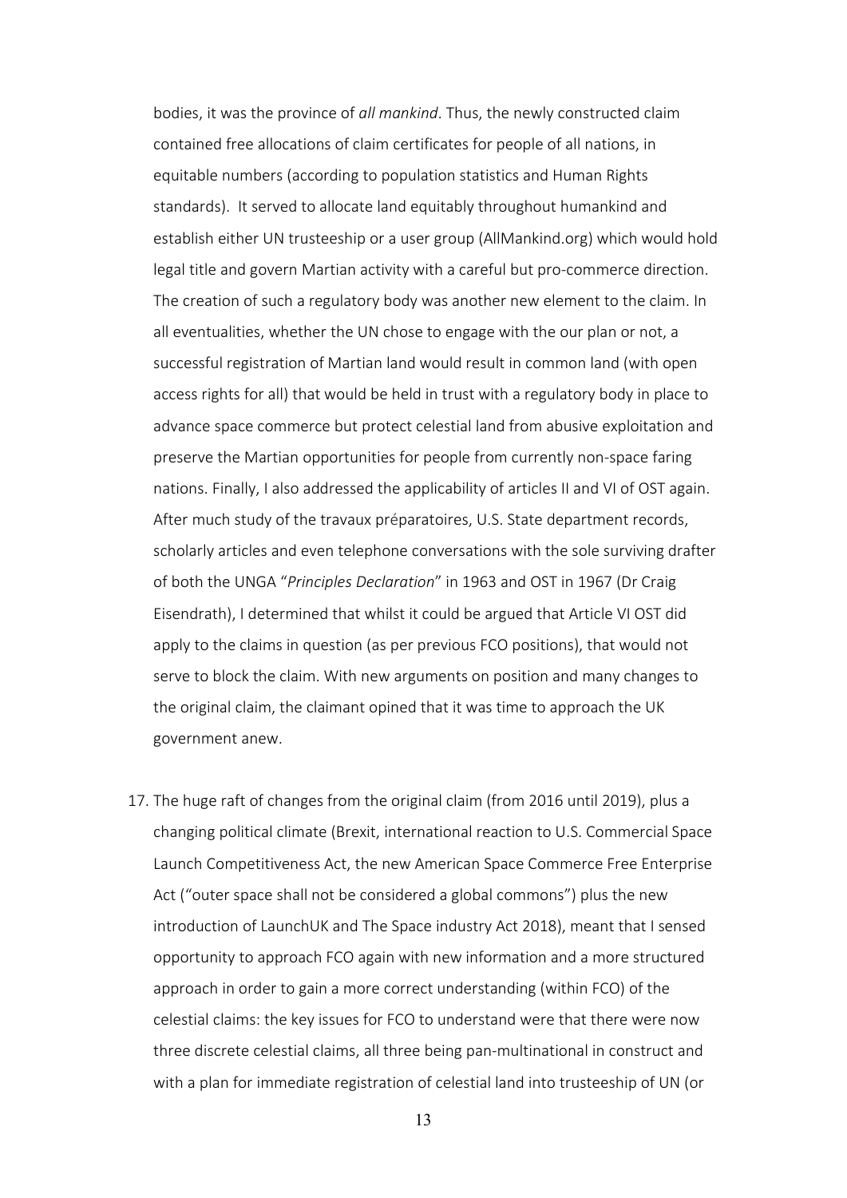bodies, it was the province of *all mankind*. Thus, the newly constructed claim contained free allocations of claim certificates for people of all nations, in equitable numbers (according to population statistics and Human Rights standards). It served to allocate land equitably throughout humankind and establish either UN trusteeship or a user group (AllMankind.org) which would hold legal title and govern Martian activity with a careful but pro-commerce direction. The creation of such a regulatory body was another new element to the claim. In all eventualities, whether the UN chose to engage with the our plan or not, a successful registration of Martian land would result in common land (with open access rights for all) that would be held in trust with a regulatory body in place to advance space commerce but protect celestial land from abusive exploitation and preserve the Martian opportunities for people from currently non-space faring nations. Finally, I also addressed the applicability of articles II and VI of OST again. After much study of the travaux préparatoires, U.S. State department records, scholarly articles and even telephone conversations with the sole surviving drafter of both the UNGA "*Principles Declaration*" in 1963 and OST in 1967 (Dr Craig Eisendrath), I determined that whilst it could be argued that Article VI OST did apply to the claims in question (as per previous FCO positions), that would not serve to block the claim. With new arguments on position and many changes to the original claim, the claimant opined that it was time to approach the UK government anew.

17. The huge raft of changes from the original claim (from 2016 until 2019), plus a changing political climate (Brexit, international reaction to U.S. Commercial Space Launch Competitiveness Act, the new American Space Commerce Free Enterprise Act ("outer space shall not be considered a global commons") plus the new introduction of LaunchUK and The Space industry Act 2018), meant that I sensed opportunity to approach FCO again with new information and a more structured approach in order to gain a more correct understanding (within FCO) of the celestial claims: the key issues for FCO to understand were that there were now three discrete celestial claims, all three being pan-multinational in construct and with a plan for immediate registration of celestial land into trusteeship of UN (or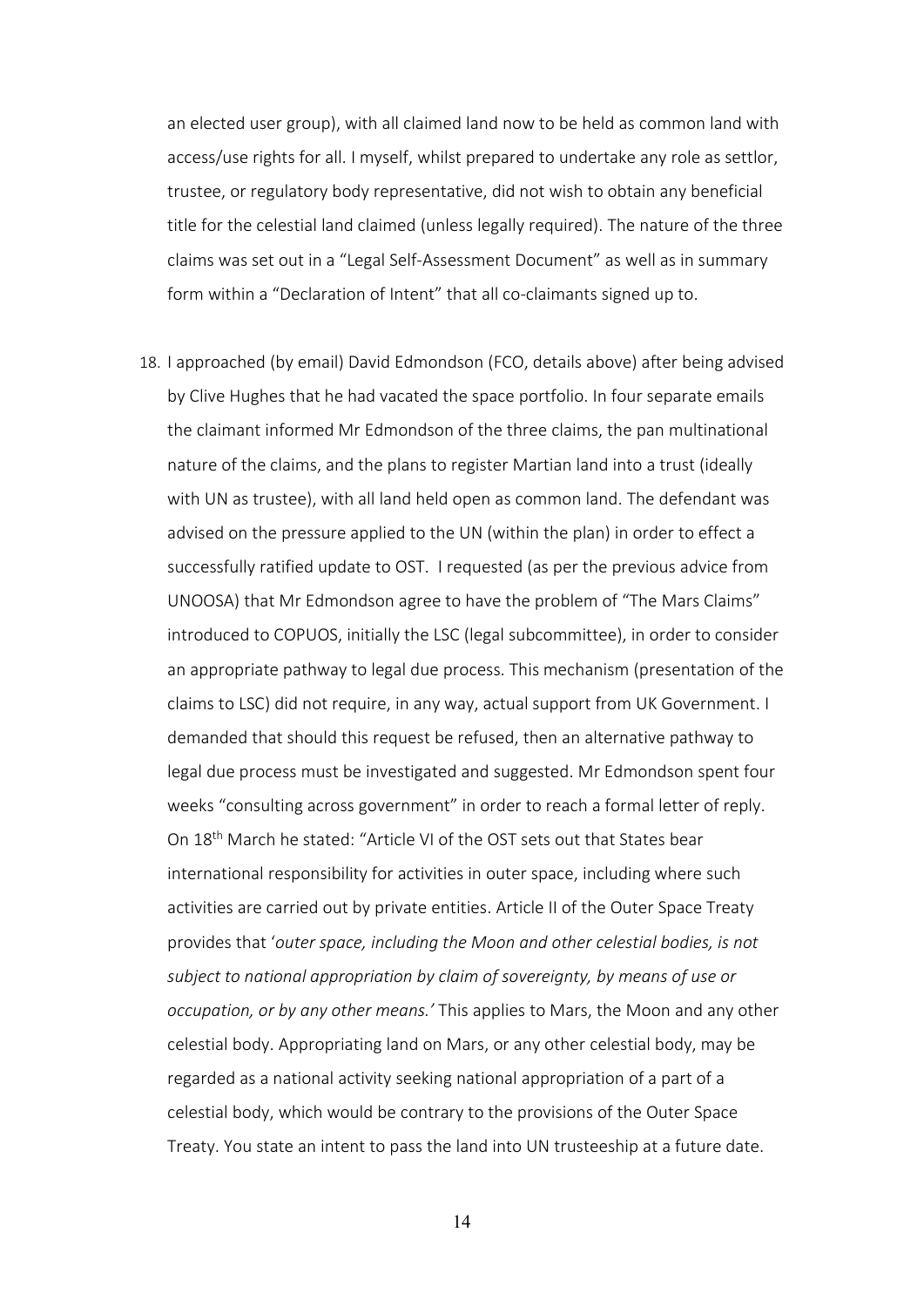an elected user group), with all claimed land now to be held as common land with access/use rights for all. I myself, whilst prepared to undertake any role as settlor, trustee, or regulatory body representative, did not wish to obtain any beneficial title for the celestial land claimed (unless legally required). The nature of the three claims was set out in a "Legal Self-Assessment Document" as well as in summary form within a "Declaration of Intent" that all co-claimants signed up to.

18. I approached (by email) David Edmondson (FCO, details above) after being advised by Clive Hughes that he had vacated the space portfolio. In four separate emails the claimant informed Mr Edmondson of the three claims, the pan multinational nature of the claims, and the plans to register Martian land into a trust (ideally with UN as trustee), with all land held open as common land. The defendant was advised on the pressure applied to the UN (within the plan) in order to effect a successfully ratified update to OST. I requested (as per the previous advice from UNOOSA) that Mr Edmondson agree to have the problem of "The Mars Claims" introduced to COPUOS, initially the LSC (legal subcommittee), in order to consider an appropriate pathway to legal due process. This mechanism (presentation of the claims to LSC) did not require, in any way, actual support from UK Government. I demanded that should this request be refused, then an alternative pathway to legal due process must be investigated and suggested. Mr Edmondson spent four weeks "consulting across government" in order to reach a formal letter of reply. On 18th March he stated: "Article VI of the OST sets out that States bear international responsibility for activities in outer space, including where such activities are carried out by private entities. Article II of the Outer Space Treaty provides that '*outer space, including the Moon and other celestial bodies, is not subject to national appropriation by claim of sovereignty, by means of use or occupation, or by any other means.*' This applies to Mars, the Moon and any other celestial body. Appropriating land on Mars, or any other celestial body, may be regarded as a national activity seeking national appropriation of a part of a celestial body, which would be contrary to the provisions of the Outer Space Treaty. You state an intent to pass the land into UN trusteeship at a future date.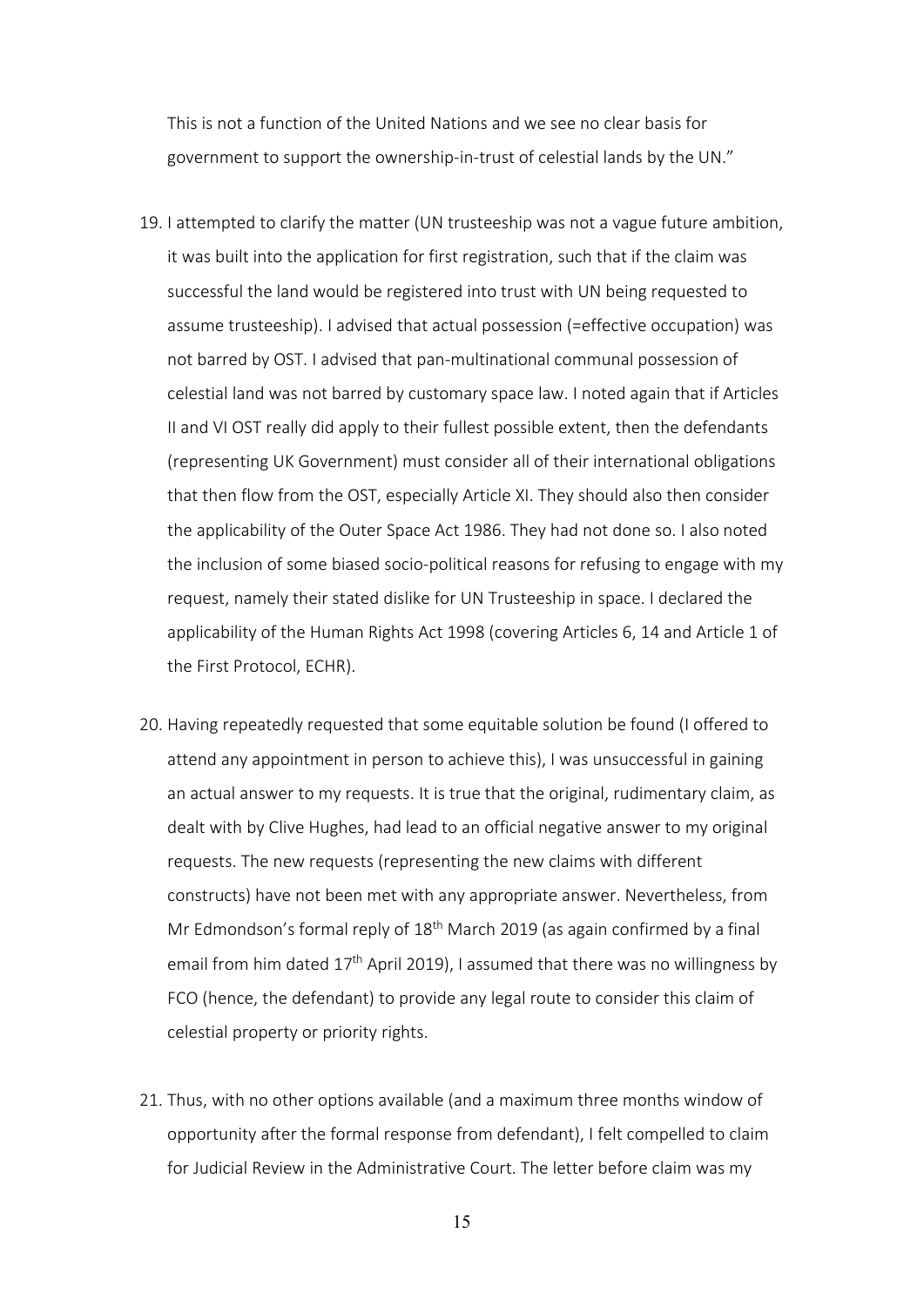This is not a function of the United Nations and we see no clear basis for government to support the ownership-in-trust of celestial lands by the UN."

19. I attempted to clarify the matter (UN trusteeship was not a vague future ambition, it was built into the application for first registration, such that if the claim was successful the land would be registered into trust with UN being requested to assume trusteeship). I advised that actual possession (=effective occupation) was not barred by OST. I advised that pan-multinational communal possession of celestial land was not barred by customary space law. I noted again that if Articles II and VI OST really did apply to their fullest possible extent, then the defendants (representing UK Government) must consider all of their international obligations that then flow from the OST, especially Article XI. They should also then consider the applicability of the Outer Space Act 1986. They had not done so. I also noted the inclusion of some biased socio-political reasons for refusing to engage with my request, namely their stated dislike for UN Trusteeship in space. I declared the applicability of the Human Rights Act 1998 (covering Articles 6, 14 and Article 1 of the First Protocol, ECHR).

20. Having repeatedly requested that some equitable solution be found (I offered to attend any appointment in person to achieve this), I was unsuccessful in gaining an actual answer to my requests. It is true that the original, rudimentary claim, as dealt with by Clive Hughes, had lead to an official negative answer to my original requests. The new requests (representing the new claims with different constructs) have not been met with any appropriate answer. Nevertheless, from Mr Edmondson's formal reply of 18th March 2019 (as again confirmed by a final email from him dated 17th April 2019), I assumed that there was no willingness by FCO (hence, the defendant) to provide any legal route to consider this claim of celestial property or priority rights.

21. Thus, with no other options available (and a maximum three months window of opportunity after the formal response from defendant), I felt compelled to claim for Judicial Review in the Administrative Court. The letter before claim was my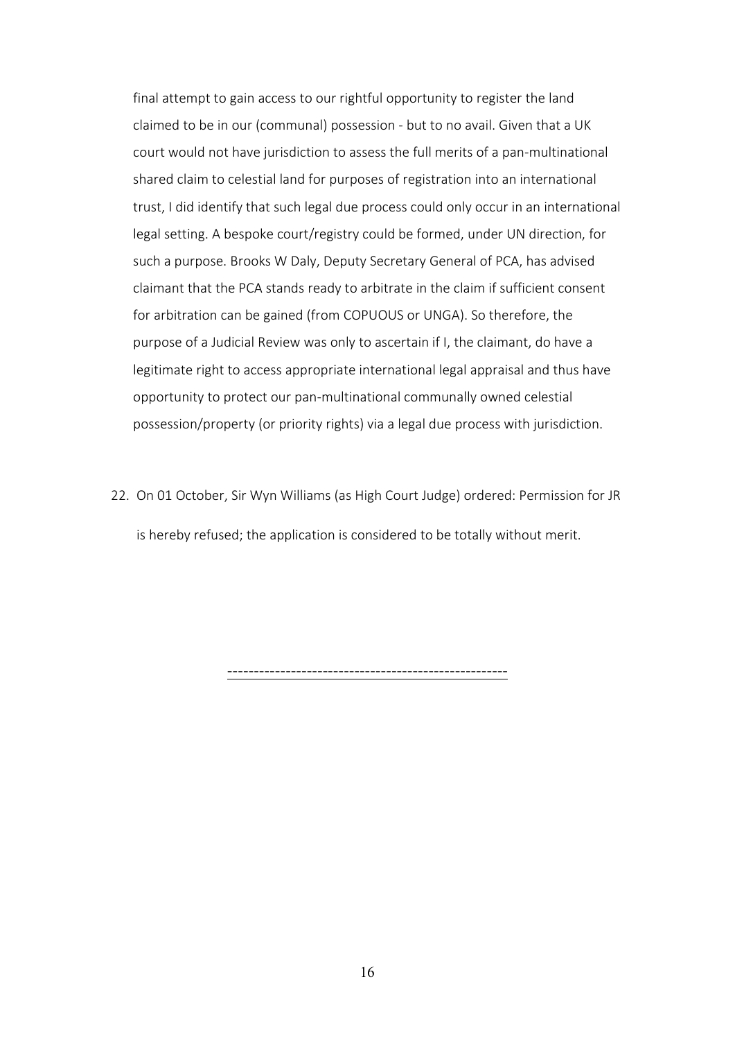final attempt to gain access to our rightful opportunity to register the land claimed to be in our (communal) possession - but to no avail. Given that a UK court would not have jurisdiction to assess the full merits of a pan-multinational shared claim to celestial land for purposes of registration into an international trust, I did identify that such legal due process could only occur in an international legal setting. A bespoke court/registry could be formed, under UN direction, for such a purpose. Brooks W Daly, Deputy Secretary General of PCA, has advised claimant that the PCA stands ready to arbitrate in the claim if sufficient consent for arbitration can be gained (from COPUOUS or UNGA). So therefore, the purpose of a Judicial Review was only to ascertain if I, the claimant, do have a legitimate right to access appropriate international legal appraisal and thus have opportunity to protect our pan-multinational communally owned celestial possession/property (or priority rights) via a legal due process with jurisdiction.

22. On 01 October, Sir Wyn Williams (as High Court Judge) ordered: Permission for JR is hereby refused; the application is considered to be totally without merit.

---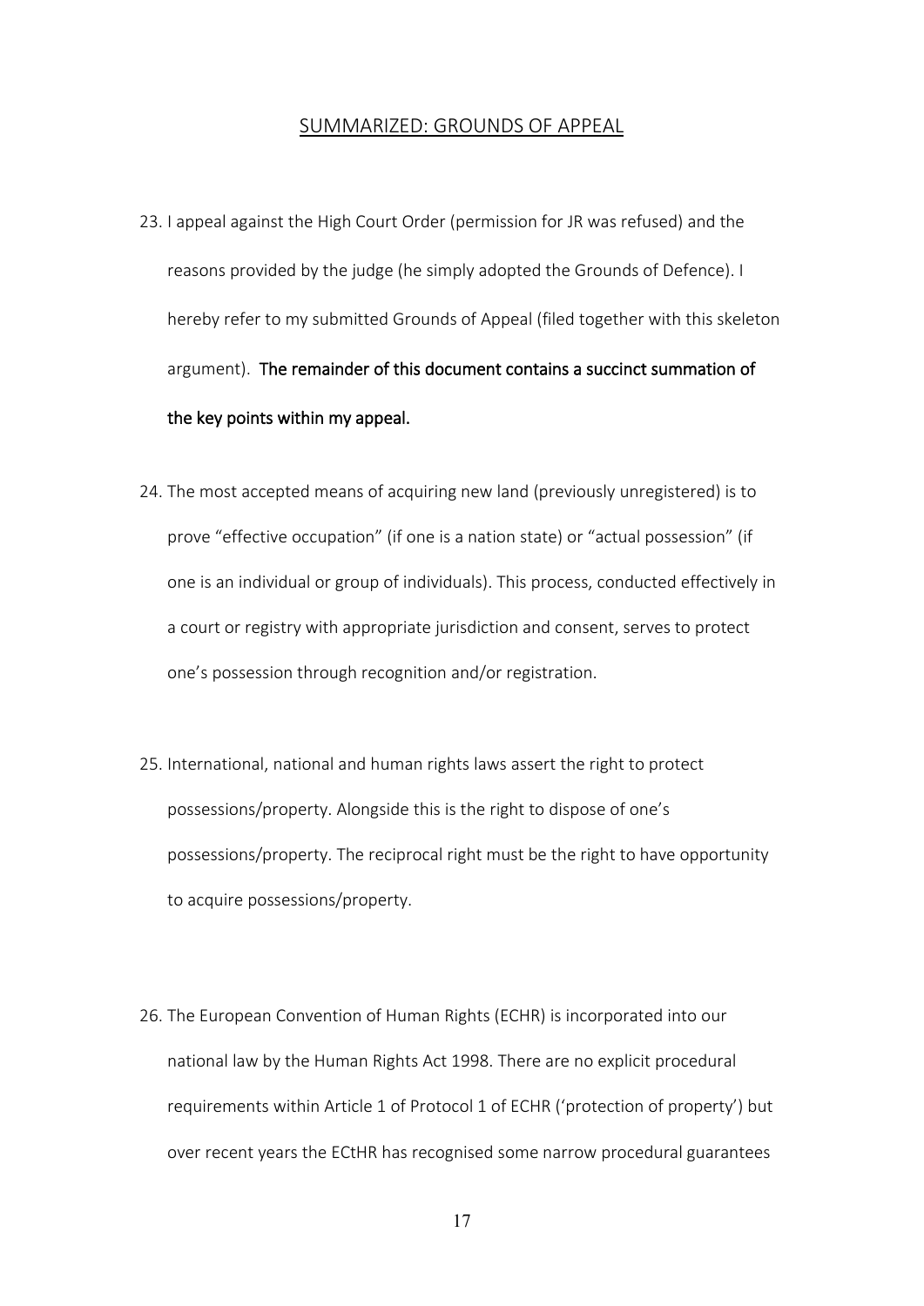## SUMMARIZED: GROUNDS OF APPEAL

23. I appeal against the High Court Order (permission for JR was refused) and the reasons provided by the judge (he simply adopted the Grounds of Defence). I hereby refer to my submitted Grounds of Appeal (filed together with this skeleton argument). **The remainder of this document contains a succinct summation of the key points within my appeal.**

24. The most accepted means of acquiring new land (previously unregistered) is to prove "effective occupation" (if one is a nation state) or "actual possession" (if one is an individual or group of individuals). This process, conducted effectively in a court or registry with appropriate jurisdiction and consent, serves to protect one's possession through recognition and/or registration.

25. International, national and human rights laws assert the right to protect possessions/property. Alongside this is the right to dispose of one's possessions/property. The reciprocal right must be the right to have opportunity to acquire possessions/property.

26. The European Convention of Human Rights (ECHR) is incorporated into our national law by the Human Rights Act 1998. There are no explicit procedural requirements within Article 1 of Protocol 1 of ECHR ('protection of property') but over recent years the ECtHR has recognised some narrow procedural guarantees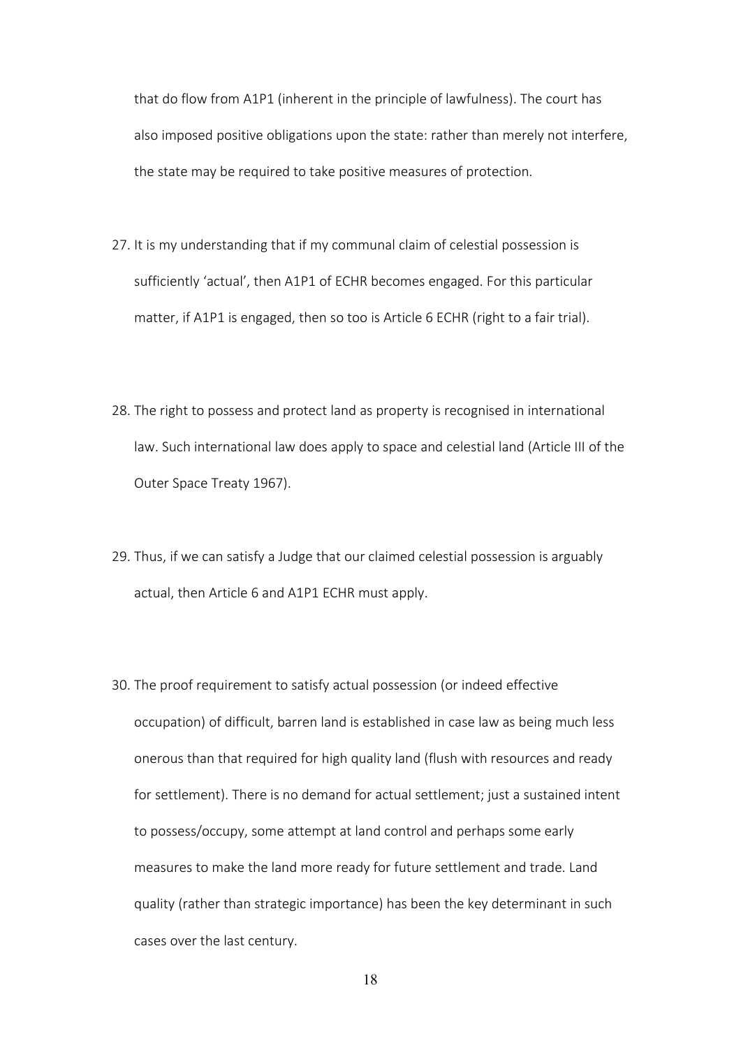that do flow from A1P1 (inherent in the principle of lawfulness). The court has also imposed positive obligations upon the state: rather than merely not interfere, the state may be required to take positive measures of protection.

27. It is my understanding that if my communal claim of celestial possession is sufficiently 'actual', then A1P1 of ECHR becomes engaged. For this particular matter, if A1P1 is engaged, then so too is Article 6 ECHR (right to a fair trial).

28. The right to possess and protect land as property is recognised in international law. Such international law does apply to space and celestial land (Article III of the Outer Space Treaty 1967).

29. Thus, if we can satisfy a Judge that our claimed celestial possession is arguably actual, then Article 6 and A1P1 ECHR must apply.

30. The proof requirement to satisfy actual possession (or indeed effective occupation) of difficult, barren land is established in case law as being much less onerous than that required for high quality land (flush with resources and ready for settlement). There is no demand for actual settlement; just a sustained intent to possess/occupy, some attempt at land control and perhaps some early measures to make the land more ready for future settlement and trade. Land quality (rather than strategic importance) has been the key determinant in such cases over the last century.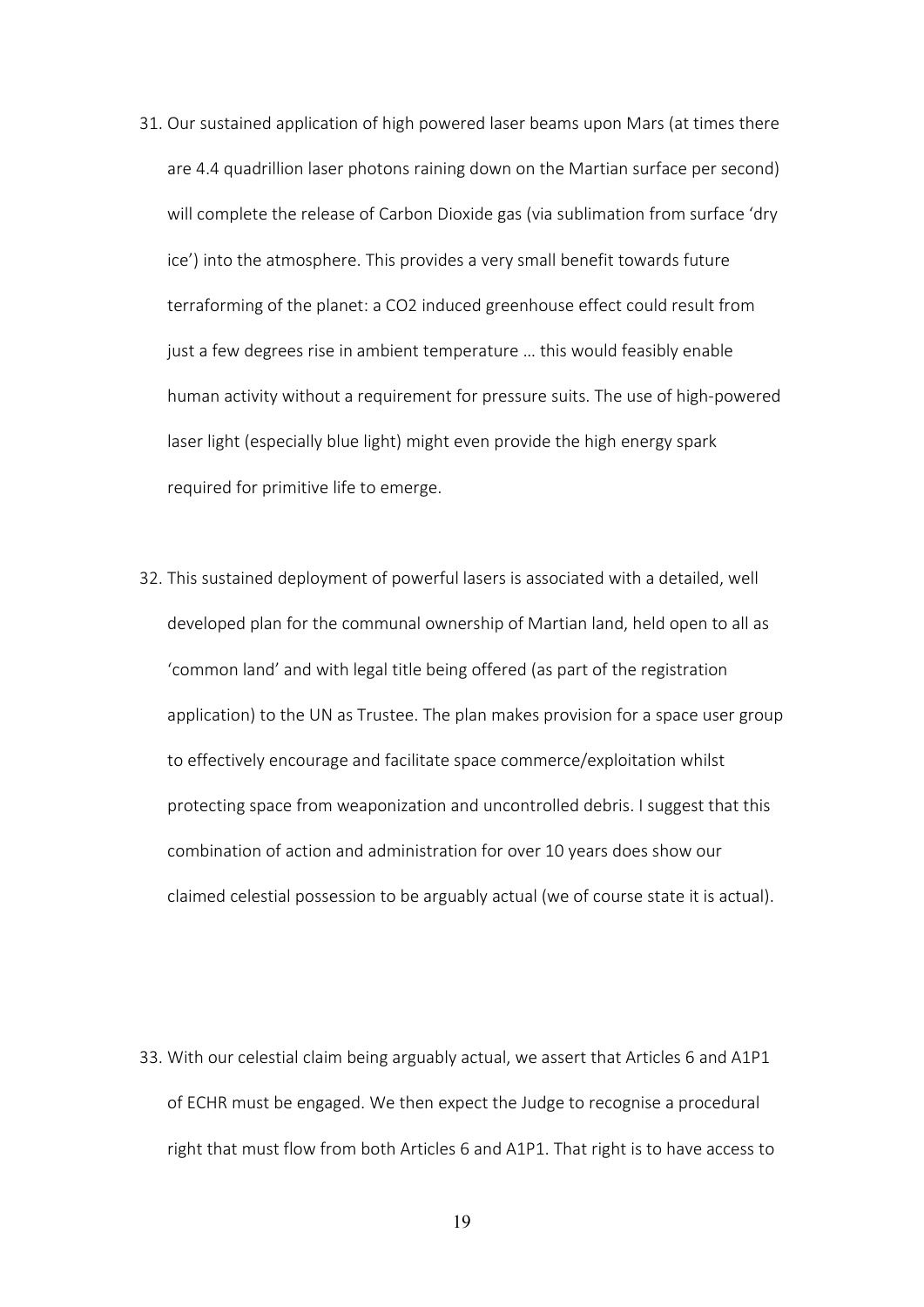31. Our sustained application of high powered laser beams upon Mars (at times there are 4.4 quadrillion laser photons raining down on the Martian surface per second) will complete the release of Carbon Dioxide gas (via sublimation from surface 'dry ice') into the atmosphere. This provides a very small benefit towards future terraforming of the planet: a $CO_2$ induced greenhouse effect could result from just a few degrees rise in ambient temperature … this would feasibly enable human activity without a requirement for pressure suits. The use of high-powered laser light (especially blue light) might even provide the high energy spark required for primitive life to emerge.

32. This sustained deployment of powerful lasers is associated with a detailed, well developed plan for the communal ownership of Martian land, held open to all as 'common land' and with legal title being offered (as part of the registration application) to the UN as Trustee. The plan makes provision for a space user group to effectively encourage and facilitate space commerce/exploitation whilst protecting space from weaponization and uncontrolled debris. I suggest that this combination of action and administration for over 10 years does show our claimed celestial possession to be arguably actual (we of course state it is actual).

33. With our celestial claim being arguably actual, we assert that Articles 6 and A1P1 of ECHR must be engaged. We then expect the Judge to recognise a procedural right that must flow from both Articles 6 and A1P1. That right is to have access to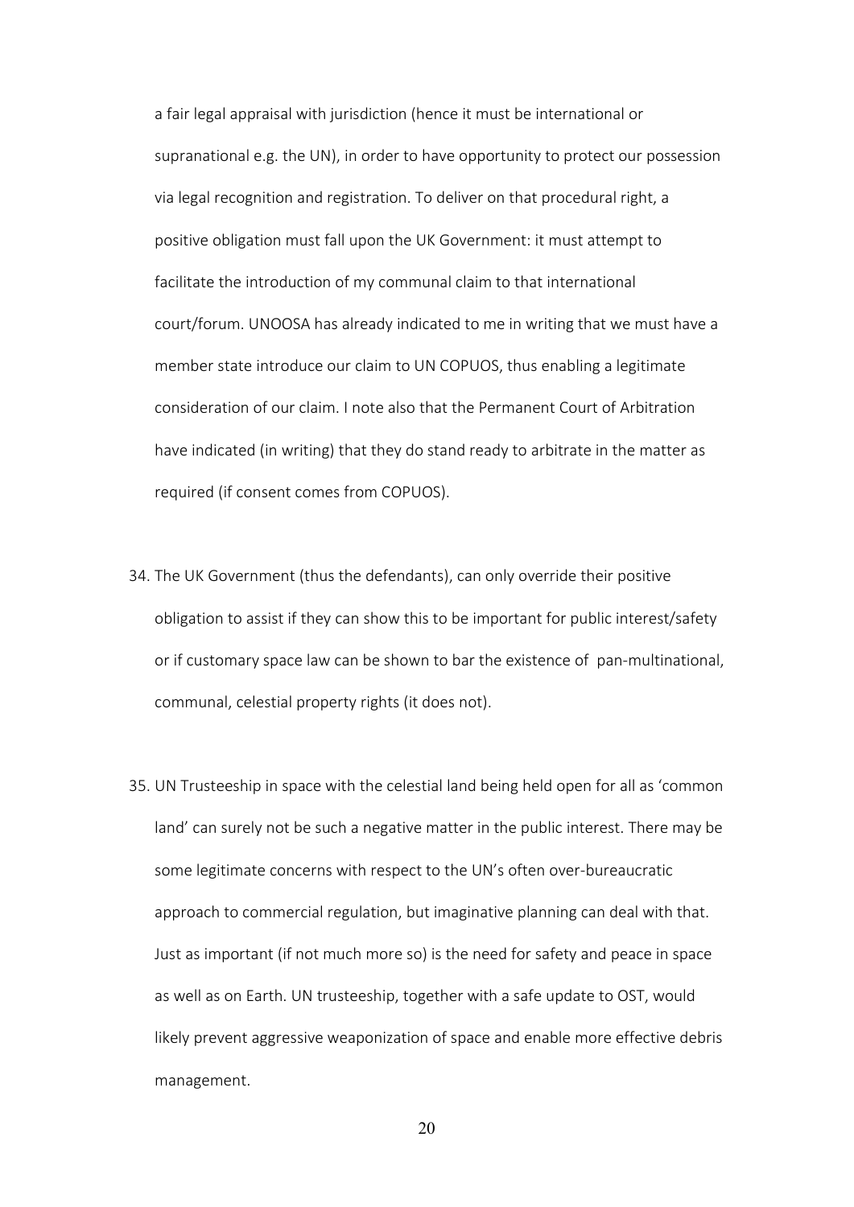a fair legal appraisal with jurisdiction (hence it must be international or supranational e.g. the UN), in order to have opportunity to protect our possession via legal recognition and registration. To deliver on that procedural right, a positive obligation must fall upon the UK Government: it must attempt to facilitate the introduction of my communal claim to that international court/forum. UNOOSA has already indicated to me in writing that we must have a member state introduce our claim to UN COPUOS, thus enabling a legitimate consideration of our claim. I note also that the Permanent Court of Arbitration have indicated (in writing) that they do stand ready to arbitrate in the matter as required (if consent comes from COPUOS).

34. The UK Government (thus the defendants), can only override their positive obligation to assist if they can show this to be important for public interest/safety or if customary space law can be shown to bar the existence of pan-multinational, communal, celestial property rights (it does not).

35. UN Trusteeship in space with the celestial land being held open for all as 'common land' can surely not be such a negative matter in the public interest. There may be some legitimate concerns with respect to the UN's often over-bureaucratic approach to commercial regulation, but imaginative planning can deal with that. Just as important (if not much more so) is the need for safety and peace in space as well as on Earth. UN trusteeship, together with a safe update to OST, would likely prevent aggressive weaponization of space and enable more effective debris management.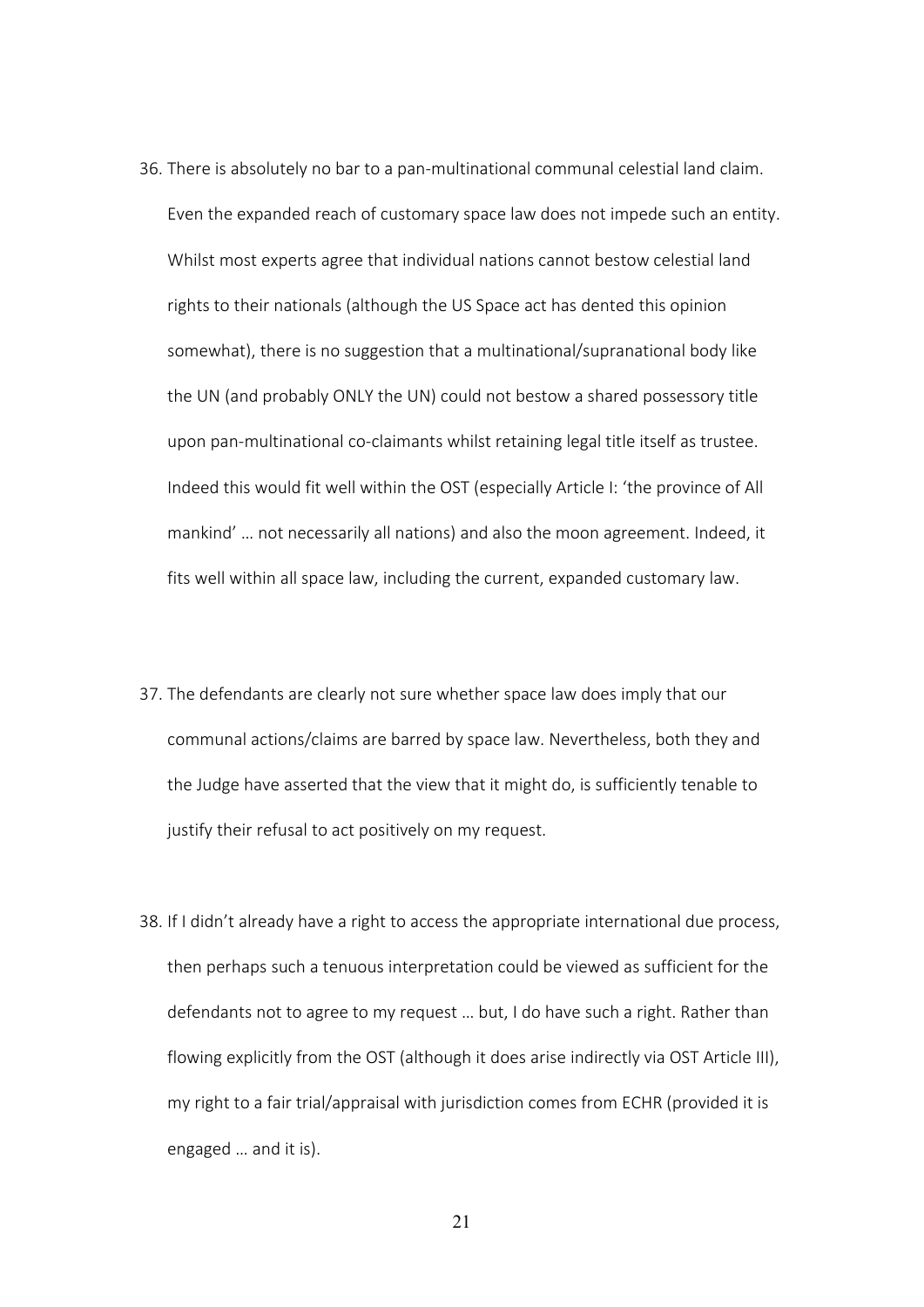36. There is absolutely no bar to a pan-multinational communal celestial land claim. Even the expanded reach of customary space law does not impede such an entity. Whilst most experts agree that individual nations cannot bestow celestial land rights to their nationals (although the US Space act has dented this opinion somewhat), there is no suggestion that a multinational/supranational body like the UN (and probably ONLY the UN) could not bestow a shared possessory title upon pan-multinational co-claimants whilst retaining legal title itself as trustee. Indeed this would fit well within the OST (especially Article I: 'the province of All mankind' … not necessarily all nations) and also the moon agreement. Indeed, it fits well within all space law, including the current, expanded customary law.

37. The defendants are clearly not sure whether space law does imply that our communal actions/claims are barred by space law. Nevertheless, both they and the Judge have asserted that the view that it might do, is sufficiently tenable to justify their refusal to act positively on my request.

38. If I didn't already have a right to access the appropriate international due process, then perhaps such a tenuous interpretation could be viewed as sufficient for the defendants not to agree to my request … but, I do have such a right. Rather than flowing explicitly from the OST (although it does arise indirectly via OST Article III), my right to a fair trial/appraisal with jurisdiction comes from ECHR (provided it is engaged … and it is).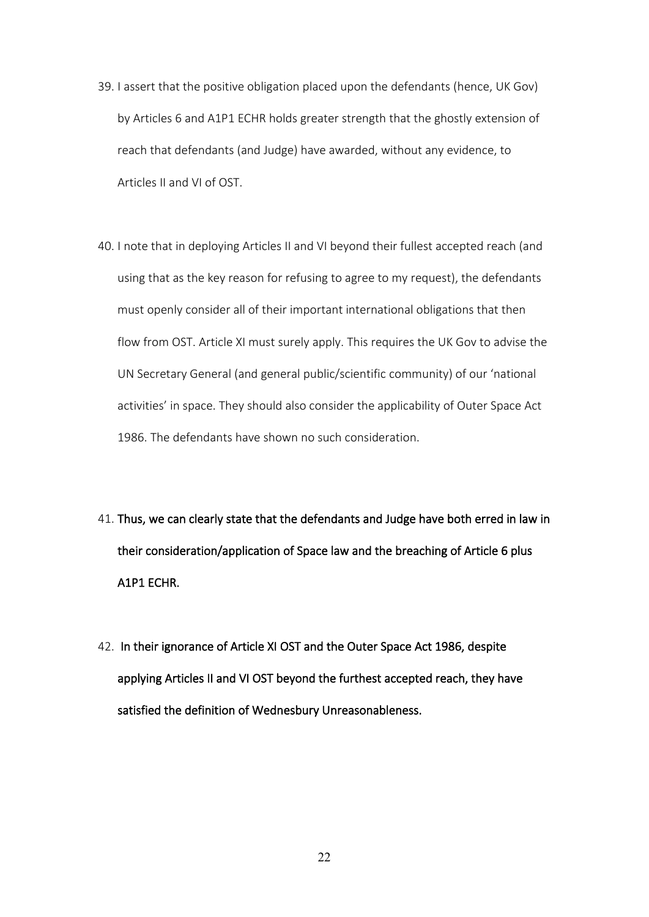39. I assert that the positive obligation placed upon the defendants (hence, UK Gov) by Articles 6 and A1P1 ECHR holds greater strength that the ghostly extension of reach that defendants (and Judge) have awarded, without any evidence, to Articles II and VI of OST.

40. I note that in deploying Articles II and VI beyond their fullest accepted reach (and using that as the key reason for refusing to agree to my request), the defendants must openly consider all of their important international obligations that then flow from OST. Article XI must surely apply. This requires the UK Gov to advise the UN Secretary General (and general public/scientific community) of our 'national activities' in space. They should also consider the applicability of Outer Space Act 1986. The defendants have shown no such consideration.

41. **Thus, we can clearly state that the defendants and Judge have both erred in law in their consideration/application of Space law and the breaching of Article 6 plus A1P1 ECHR.**

42. **In their ignorance of Article XI OST and the Outer Space Act 1986, despite applying Articles II and VI OST beyond the furthest accepted reach, they have satisfied the definition of Wednesbury Unreasonableness.**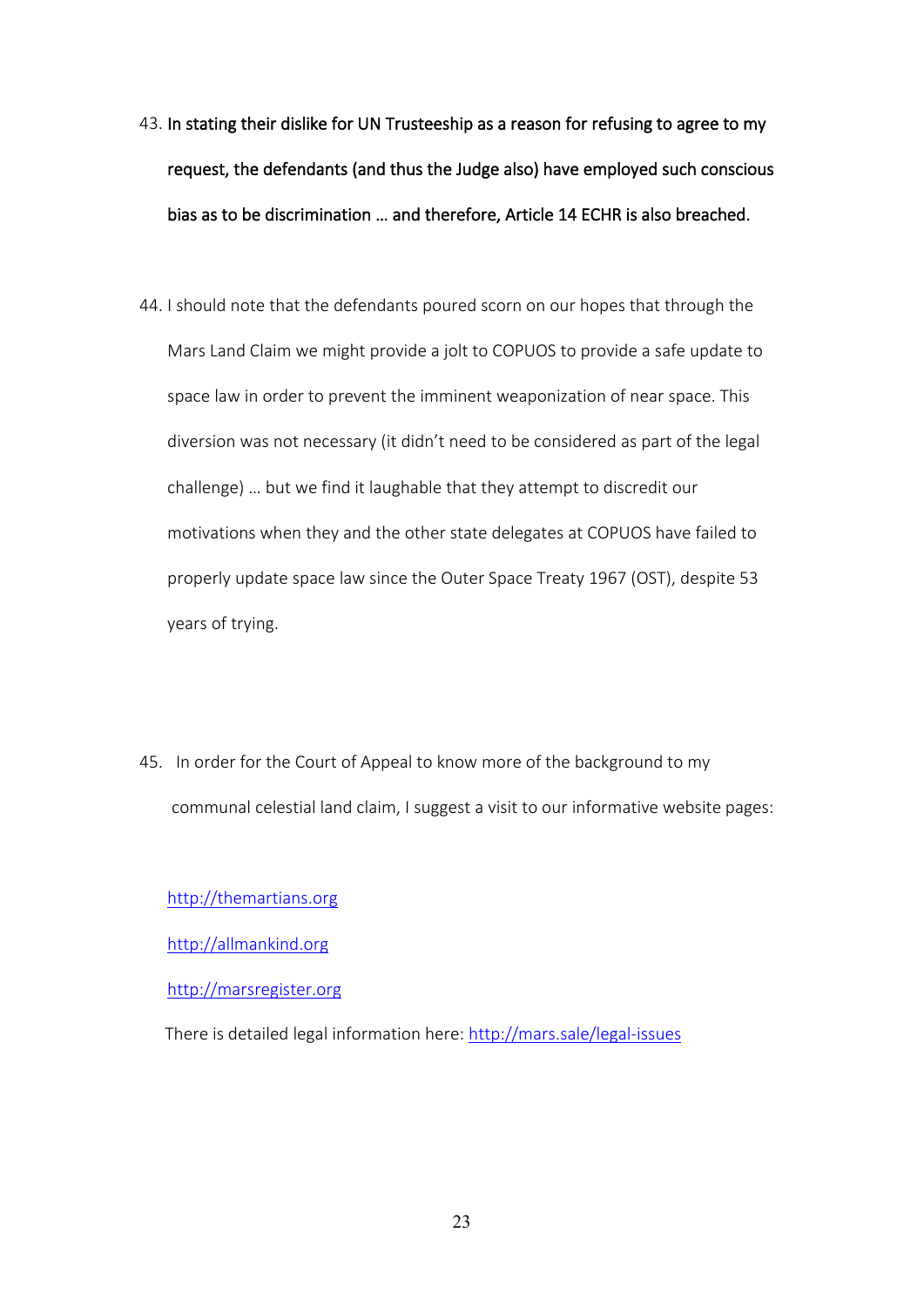43. **In stating their dislike for UN Trusteeship as a reason for refusing to agree to my request, the defendants (and thus the Judge also) have employed such conscious bias as to be discrimination … and therefore, Article 14 ECHR is also breached.**

44. I should note that the defendants poured scorn on our hopes that through the Mars Land Claim we might provide a jolt to COPUOS to provide a safe update to space law in order to prevent the imminent weaponization of near space. This diversion was not necessary (it didn't need to be considered as part of the legal challenge) … but we find it laughable that they attempt to discredit our motivations when they and the other state delegates at COPUOS have failed to properly update space law since the Outer Space Treaty 1967 (OST), despite 53 years of trying.

45. In order for the Court of Appeal to know more of the background to my communal celestial land claim, I suggest a visit to our informative website pages:

http://themartians.org

http://allmankind.org

http://marsregister.org

There is detailed legal information here: http://mars.sale/legal-issues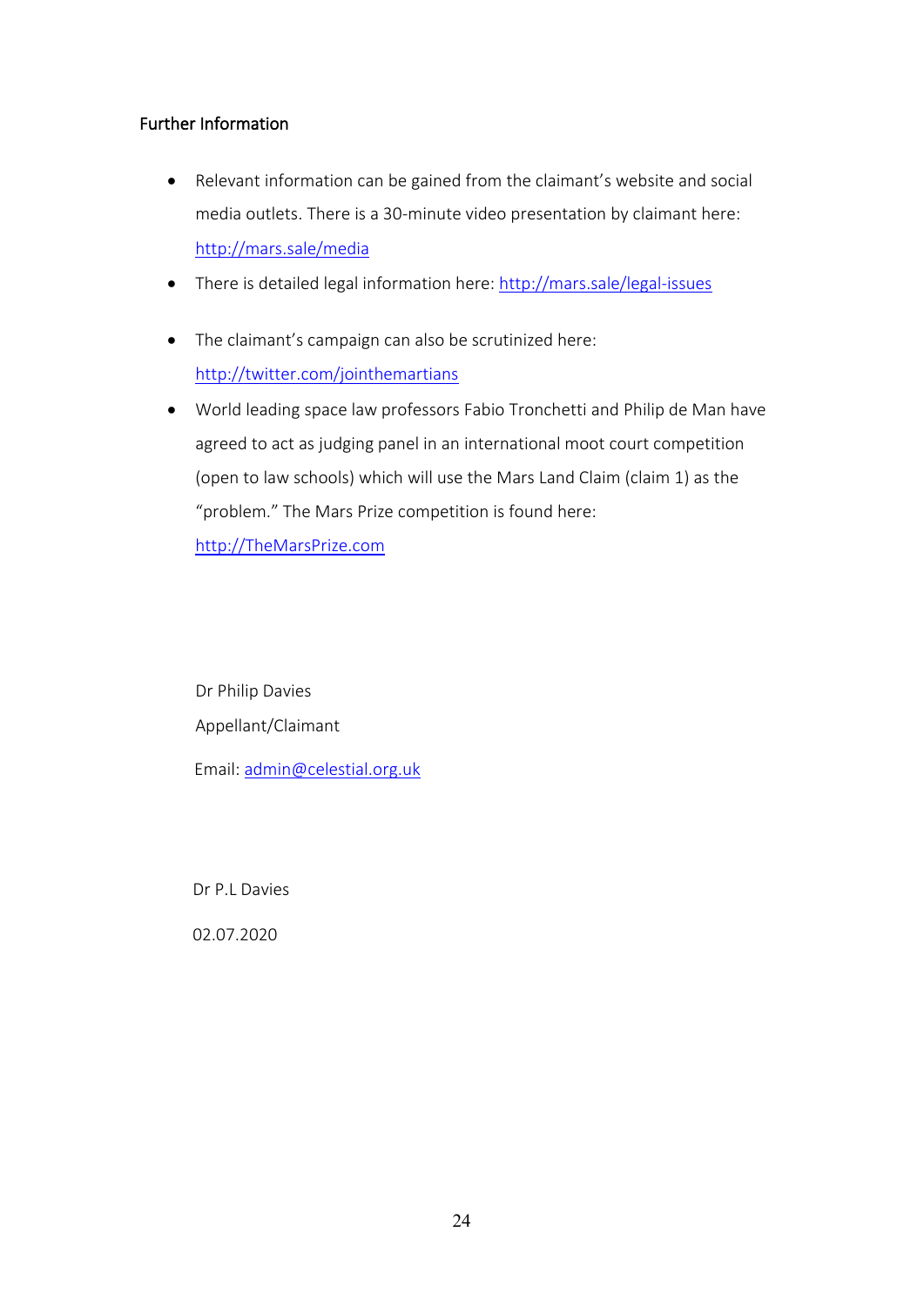## Further Information

- Relevant information can be gained from the claimant's website and social media outlets. There is a 30-minute video presentation by claimant here: http://mars.sale/media
- There is detailed legal information here: http://mars.sale/legal-issues
- The claimant's campaign can also be scrutinized here: http://twitter.com/jointhemartians
- World leading space law professors Fabio Tronchetti and Philip de Man have agreed to act as judging panel in an international moot court competition (open to law schools) which will use the Mars Land Claim (claim 1) as the "problem." The Mars Prize competition is found here: http://TheMarsPrize.com

Dr Philip Davies

Appellant/Claimant

Email: admin@celestial.org.uk

Dr P.L Davies

02.07.2020